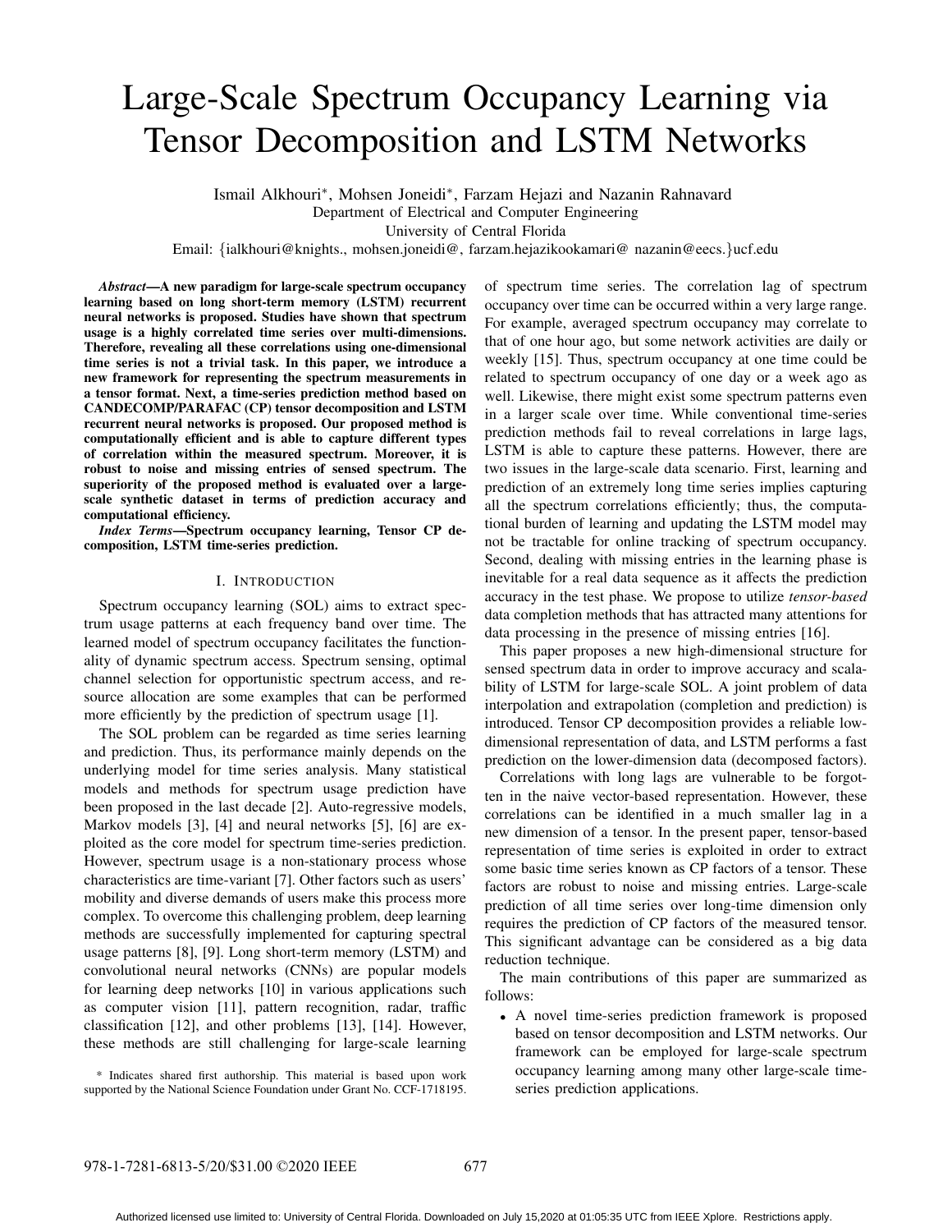# Large-Scale Spectrum Occupancy Learning via Tensor Decomposition and LSTM Networks

Ismail Alkhouri*, Mohsen Joneidi*, Farzam Hejazi and Nazanin Rahnavard
Department of Electrical and Computer Engineering
University of Central Florida
Email: {ialkhouri@knights., mohsen.joneidi@, farzam.hejazikookamari@ nazanin@eecs.}ucf.edu

***Abstract*—A new paradigm for large-scale spectrum occupancy learning based on long short-term memory (LSTM) recurrent neural networks is proposed. Studies have shown that spectrum usage is a highly correlated time series over multi-dimensions. Therefore, revealing all these correlations using one-dimensional time series is not a trivial task. In this paper, we introduce a new framework for representing the spectrum measurements in a tensor format. Next, a time-series prediction method based on CANDECOMP/PARAFAC (CP) tensor decomposition and LSTM recurrent neural networks is proposed. Our proposed method is computationally efficient and is able to capture different types of correlation within the measured spectrum. Moreover, it is robust to noise and missing entries of sensed spectrum. The superiority of the proposed method is evaluated over a large-scale synthetic dataset in terms of prediction accuracy and computational efficiency.**

***Index Terms*—Spectrum occupancy learning, Tensor CP decomposition, LSTM time-series prediction.**

## I. Introduction

Spectrum occupancy learning (SOL) aims to extract spectrum usage patterns at each frequency band over time. The learned model of spectrum occupancy facilitates the functionality of dynamic spectrum access. Spectrum sensing, optimal channel selection for opportunistic spectrum access, and resource allocation are some examples that can be performed more efficiently by the prediction of spectrum usage [1].

The SOL problem can be regarded as time series learning and prediction. Thus, its performance mainly depends on the underlying model for time series analysis. Many statistical models and methods for spectrum usage prediction have been proposed in the last decade [2]. Auto-regressive models, Markov models [3], [4] and neural networks [5], [6] are exploited as the core model for spectrum time-series prediction. However, spectrum usage is a non-stationary process whose characteristics are time-variant [7]. Other factors such as users' mobility and diverse demands of users make this process more complex. To overcome this challenging problem, deep learning methods are successfully implemented for capturing spectral usage patterns [8], [9]. Long short-term memory (LSTM) and convolutional neural networks (CNNs) are popular models for learning deep networks [10] in various applications such as computer vision [11], pattern recognition, radar, traffic classification [12], and other problems [13], [14]. However, these methods are still challenging for large-scale learning of spectrum time series. The correlation lag of spectrum occupancy over time can be occurred within a very large range. For example, averaged spectrum occupancy may correlate to that of one hour ago, but some network activities are daily or weekly [15]. Thus, spectrum occupancy at one time could be related to spectrum occupancy of one day or a week ago as well. Likewise, there might exist some spectrum patterns even in a larger scale over time. While conventional time-series prediction methods fail to reveal correlations in large lags, LSTM is able to capture these patterns. However, there are two issues in the large-scale data scenario. First, learning and prediction of an extremely long time series implies capturing all the spectrum correlations efficiently; thus, the computational burden of learning and updating the LSTM model may not be tractable for online tracking of spectrum occupancy. Second, dealing with missing entries in the learning phase is inevitable for a real data sequence as it affects the prediction accuracy in the test phase. We propose to utilize *tensor-based* data completion methods that has attracted many attentions for data processing in the presence of missing entries [16].

This paper proposes a new high-dimensional structure for sensed spectrum data in order to improve accuracy and scalability of LSTM for large-scale SOL. A joint problem of data interpolation and extrapolation (completion and prediction) is introduced. Tensor CP decomposition provides a reliable low-dimensional representation of data, and LSTM performs a fast prediction on the lower-dimension data (decomposed factors).

Correlations with long lags are vulnerable to be forgotten in the naive vector-based representation. However, these correlations can be identified in a much smaller lag in a new dimension of a tensor. In the present paper, tensor-based representation of time series is exploited in order to extract some basic time series known as CP factors of a tensor. These factors are robust to noise and missing entries. Large-scale prediction of all time series over long-time dimension only requires the prediction of CP factors of the measured tensor. This significant advantage can be considered as a big data reduction technique.

The main contributions of this paper are summarized as follows:

- A novel time-series prediction framework is proposed based on tensor decomposition and LSTM networks. Our framework can be employed for large-scale spectrum occupancy learning among many other large-scale time-series prediction applications.

\* Indicates shared first authorship. This material is based upon work supported by the National Science Foundation under Grant No. CCF-1718195.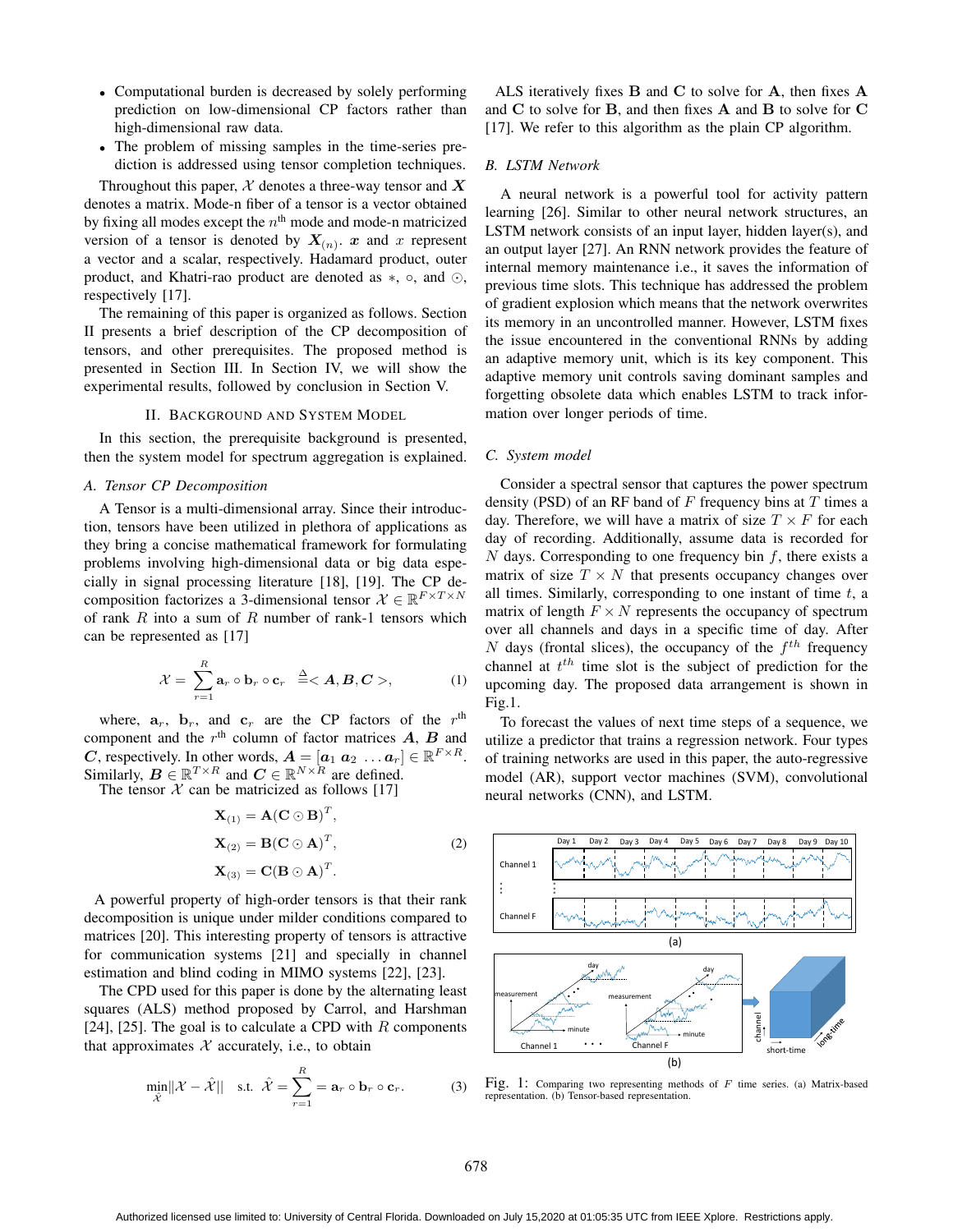- Computational burden is decreased by solely performing prediction on low-dimensional CP factors rather than high-dimensional raw data.
- The problem of missing samples in the time-series prediction is addressed using tensor completion techniques.

Throughout this paper, $\mathcal{X}$ denotes a three-way tensor and $\boldsymbol{X}$ denotes a matrix. Mode-n fiber of a tensor is a vector obtained by fixing all modes except the $n^{\text{th}}$ mode and mode-n matricized version of a tensor is denoted by $\boldsymbol{X}_{(n)}$. $\boldsymbol{x}$ and $x$ represent a vector and a scalar, respectively. Hadamard product, outer product, and Khatri-rao product are denoted as $*$, $\circ$, and $\odot$, respectively [17].

The remaining of this paper is organized as follows. Section II presents a brief description of the CP decomposition of tensors, and other prerequisites. The proposed method is presented in Section III. In Section IV, we will show the experimental results, followed by conclusion in Section V.

## II. Background and System Model

In this section, the prerequisite background is presented, then the system model for spectrum aggregation is explained.

### A. Tensor CP Decomposition

A Tensor is a multi-dimensional array. Since their introduction, tensors have been utilized in plethora of applications as they bring a concise mathematical framework for formulating problems involving high-dimensional data or big data especially in signal processing literature [18], [19]. The CP decomposition factorizes a 3-dimensional tensor $\mathcal{X} \in \mathbb{R}^{F \times T \times N}$ of rank $R$ into a sum of $R$ number of rank-1 tensors which can be represented as [17]

$$\mathcal{X} = \sum_{r=1}^{R} \mathbf{a}_r \circ \mathbf{b}_r \circ \mathbf{c}_r \quad \triangleq < \boldsymbol{A}, \boldsymbol{B}, \boldsymbol{C} >, \tag{1}$$

where, $\mathbf{a}_r$, $\mathbf{b}_r$, and $\mathbf{c}_r$ are the CP factors of the $r^{\text{th}}$ component and the $r^{\text{th}}$ column of factor matrices $\boldsymbol{A}$, $\boldsymbol{B}$ and $\boldsymbol{C}$, respectively. In other words, $\boldsymbol{A} = [\boldsymbol{a}_1 \ \boldsymbol{a}_2 \ \ldots \boldsymbol{a}_r] \in \mathbb{R}^{F \times R}$. Similarly, $\boldsymbol{B} \in \mathbb{R}^{T \times R}$ and $\boldsymbol{C} \in \mathbb{R}^{N \times R}$ are defined.
The tensor $\mathcal{X}$ can be matricized as follows [17]

$$\begin{aligned}
\mathbf{X}_{(1)} &= \mathbf{A}(\mathbf{C} \odot \mathbf{B})^T, \\
\mathbf{X}_{(2)} &= \mathbf{B}(\mathbf{C} \odot \mathbf{A})^T, \\
\mathbf{X}_{(3)} &= \mathbf{C}(\mathbf{B} \odot \mathbf{A})^T.
\end{aligned} \tag{2}$$

A powerful property of high-order tensors is that their rank decomposition is unique under milder conditions compared to matrices [20]. This interesting property of tensors is attractive for communication systems [21] and specially in channel estimation and blind coding in MIMO systems [22], [23].

The CPD used for this paper is done by the alternating least squares (ALS) method proposed by Carrol, and Harshman [24], [25]. The goal is to calculate a CPD with $R$ components that approximates $\mathcal{X}$ accurately, i.e., to obtain

$$\min_{\hat{\mathcal{X}}} \|\mathcal{X} - \hat{\mathcal{X}}\| \quad \text{s.t.} \quad \hat{\mathcal{X}} = \sum_{r=1}^{R} = \mathbf{a}_r \circ \mathbf{b}_r \circ \mathbf{c}_r. \tag{3}$$

ALS iteratively fixes $\mathbf{B}$ and $\mathbf{C}$ to solve for $\mathbf{A}$, then fixes $\mathbf{A}$ and $\mathbf{C}$ to solve for $\mathbf{B}$, and then fixes $\mathbf{A}$ and $\mathbf{B}$ to solve for $\mathbf{C}$ [17]. We refer to this algorithm as the plain CP algorithm.

### B. LSTM Network

A neural network is a powerful tool for activity pattern learning [26]. Similar to other neural network structures, an LSTM network consists of an input layer, hidden layer(s), and an output layer [27]. An RNN network provides the feature of internal memory maintenance i.e., it saves the information of previous time slots. This technique has addressed the problem of gradient explosion which means that the network overwrites its memory in an uncontrolled manner. However, LSTM fixes the issue encountered in the conventional RNNs by adding an adaptive memory unit, which is its key component. This adaptive memory unit controls saving dominant samples and forgetting obsolete data which enables LSTM to track information over longer periods of time.

### C. System model

Consider a spectral sensor that captures the power spectrum density (PSD) of an RF band of $F$ frequency bins at $T$ times a day. Therefore, we will have a matrix of size $T \times F$ for each day of recording. Additionally, assume data is recorded for $N$ days. Corresponding to one frequency bin $f$, there exists a matrix of size $T \times N$ that presents occupancy changes over all times. Similarly, corresponding to one instant of time $t$, a matrix of length $F \times N$ represents the occupancy of spectrum over all channels and days in a specific time of day. After $N$ days (frontal slices), the occupancy of the $f^{th}$ frequency channel at $t^{th}$ time slot is the subject of prediction for the upcoming day. The proposed data arrangement is shown in Fig.1.

To forecast the values of next time steps of a sequence, we utilize a predictor that trains a regression network. Four types of training networks are used in this paper, the auto-regressive model (AR), support vector machines (SVM), convolutional neural networks (CNN), and LSTM.

Fig. 1: Comparing two representing methods of $F$ time series. (a) Matrix-based representation. (b) Tensor-based representation.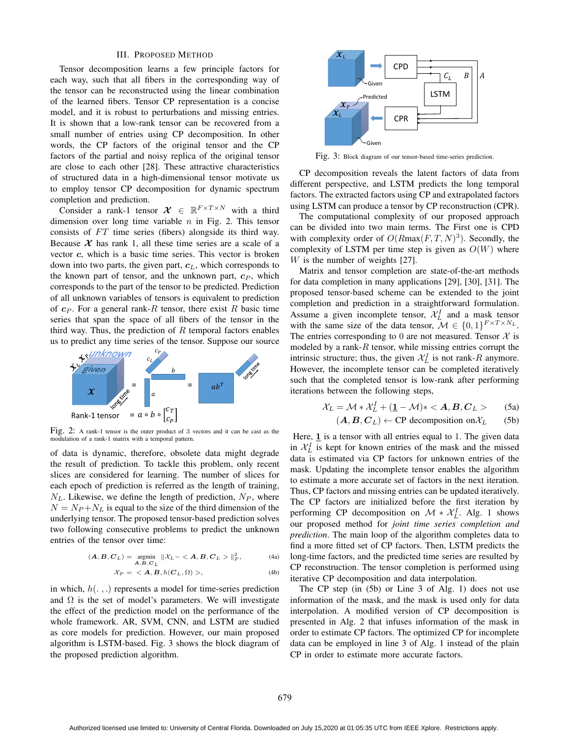## III. Proposed Method

Tensor decomposition learns a few principle factors for each way, such that all fibers in the corresponding way of the tensor can be reconstructed using the linear combination of the learned fibers. Tensor CP representation is a concise model, and it is robust to perturbations and missing entries. It is shown that a low-rank tensor can be recovered from a small number of entries using CP decomposition. In other words, the CP factors of the original tensor and the CP factors of the partial and noisy replica of the original tensor are close to each other [28]. These attractive characteristics of structured data in a high-dimensional tensor motivate us to employ tensor CP decomposition for dynamic spectrum completion and prediction.

Consider a rank-1 tensor $\boldsymbol{\mathcal{X}} \in \mathbb{R}^{F\times T\times N}$ with a third dimension over long time variable $n$ in Fig. 2. This tensor consists of $FT$ time series (fibers) alongside its third way. Because $\boldsymbol{\mathcal{X}}$ has rank 1, all these time series are a scale of a vector $\boldsymbol{c}$, which is a basic time series. This vector is broken down into two parts, the given part, $\boldsymbol{c}_L$, which corresponds to the known part of tensor, and the unknown part, $\boldsymbol{c}_P$, which corresponds to the part of the tensor to be predicted. Prediction of all unknown variables of tensors is equivalent to prediction of $\boldsymbol{c}_P$. For a general rank-$R$ tensor, there exist $R$ basic time series that span the space of all fibers of the tensor in the third way. Thus, the prediction of $R$ temporal factors enables us to predict any time series of the tensor. Suppose our source

Fig. 2: A rank-1 tensor is the outer product of 3 vectors and it can be cast as the modulation of a rank-1 matrix with a temporal pattern.

of data is dynamic, therefore, obsolete data might degrade the result of prediction. To tackle this problem, only recent slices are considered for learning. The number of slices for each epoch of prediction is referred as the length of training, $N_L$. Likewise, we define the length of prediction, $N_P$, where $N = N_P + N_L$ is equal to the size of the third dimension of the underlying tensor. The proposed tensor-based prediction solves two following consecutive problems to predict the unknown entries of the tensor over time:

$$(\boldsymbol{A}, \boldsymbol{B}, \boldsymbol{C}_L) = \underset{\boldsymbol{A},\boldsymbol{B},\boldsymbol{C}_L}{\text{argmin}} \; \|\mathcal{X}_L - <\boldsymbol{A}, \boldsymbol{B}, \boldsymbol{C}_L>\|_F^2, \tag{4a}$$

$$\mathcal{X}_P = \; <\boldsymbol{A}, \boldsymbol{B}, h(\boldsymbol{C}_L, \Omega)>, \tag{4b}$$

in which, $h(.\,,.)$ represents a model for time-series prediction and $\Omega$ is the set of model's parameters. We will investigate the effect of the prediction model on the performance of the whole framework. AR, SVM, CNN, and LSTM are studied as core models for prediction. However, our main proposed algorithm is LSTM-based. Fig. 3 shows the block diagram of the proposed prediction algorithm.

Fig. 3: Block diagram of our tensor-based time-series prediction.

CP decomposition reveals the latent factors of data from different perspective, and LSTM predicts the long temporal factors. The extracted factors using CP and extrapolated factors using LSTM can produce a tensor by CP reconstruction (CPR).

The computational complexity of our proposed approach can be divided into two main terms. The First one is CPD with complexity order of $O(R\max(F, T, N)^3)$. Secondly, the complexity of LSTM per time step is given as $O(W)$ where $W$ is the number of weights [27].

Matrix and tensor completion are state-of-the-art methods for data completion in many applications [29], [30], [31]. The proposed tensor-based scheme can be extended to the joint completion and prediction in a straightforward formulation. Assume a given incomplete tensor, $\mathcal{X}_L^I$ and a mask tensor with the same size of the data tensor, $\mathcal{M} \in \{0,1\}^{F\times T\times N_L}$. The entries corresponding to 0 are not measured. Tensor $\mathcal{X}$ is modeled by a rank-$R$ tensor, while missing entries corrupt the intrinsic structure; thus, the given $\mathcal{X}_L^I$ is not rank-$R$ anymore. However, the incomplete tensor can be completed iteratively such that the completed tensor is low-rank after performing iterations between the following steps,

$$\mathcal{X}_L = \mathcal{M} * \mathcal{X}_L^I + (\underline{\mathbf{1}} - \mathcal{M}) * <\boldsymbol{A}, \boldsymbol{B}, \boldsymbol{C}_L> \tag{5a}$$

$$(\boldsymbol{A}, \boldsymbol{B}, \boldsymbol{C}_L) \leftarrow \text{CP decomposition on} \mathcal{X}_L \tag{5b}$$

Here, $\underline{\mathbf{1}}$ is a tensor with all entries equal to 1. The given data in $\mathcal{X}_L^I$ is kept for known entries of the mask and the missed data is estimated via CP factors for unknown entries of the mask. Updating the incomplete tensor enables the algorithm to estimate a more accurate set of factors in the next iteration. Thus, CP factors and missing entries can be updated iteratively. The CP factors are initialized before the first iteration by performing CP decomposition on $\mathcal{M} * \mathcal{X}_L^I$. Alg. 1 shows our proposed method for *joint time series completion and prediction*. The main loop of the algorithm completes data to find a more fitted set of CP factors. Then, LSTM predicts the long-time factors, and the predicted time series are resulted by CP reconstruction. The tensor completion is performed using iterative CP decomposition and data interpolation.

The CP step (in (5b) or Line 3 of Alg. 1) does not use information of the mask, and the mask is used only for data interpolation. A modified version of CP decomposition is presented in Alg. 2 that infuses information of the mask in order to estimate CP factors. The optimized CP for incomplete data can be employed in line 3 of Alg. 1 instead of the plain CP in order to estimate more accurate factors.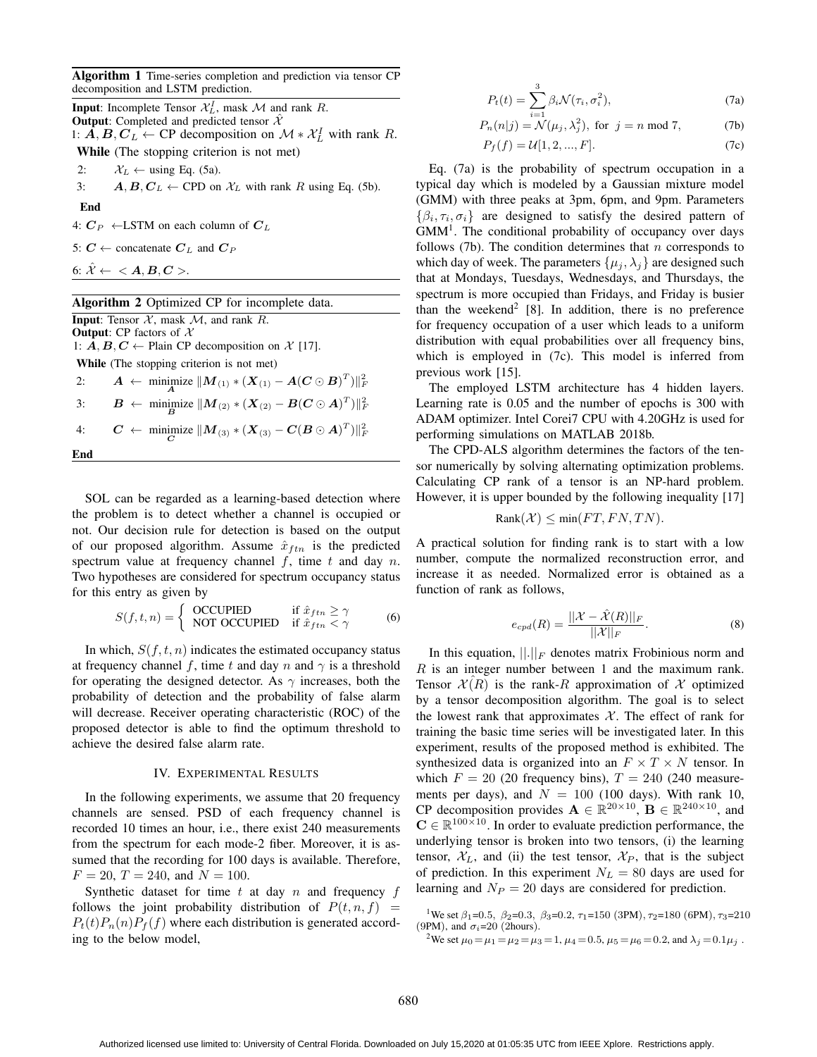**Algorithm 1** Time-series completion and prediction via tensor CP decomposition and LSTM prediction.

**Input**: Incomplete Tensor $\mathcal{X}_L^I$, mask $\mathcal{M}$ and rank $R$.
**Output**: Completed and predicted tensor $\hat{\mathcal{X}}$
1: $\boldsymbol{A}, \boldsymbol{B}, \boldsymbol{C}_L \leftarrow$ CP decomposition on $\mathcal{M} * \mathcal{X}_L^I$ with rank $R$.
**While** (The stopping criterion is not met)
2: $\mathcal{X}_L \leftarrow$ using Eq. (5a).
3: $\boldsymbol{A}, \boldsymbol{B}, \boldsymbol{C}_L \leftarrow$ CPD on $\mathcal{X}_L$ with rank $R$ using Eq. (5b).
**End**
4: $\boldsymbol{C}_P \leftarrow$LSTM on each column of $\boldsymbol{C}_L$
5: $\boldsymbol{C} \leftarrow$ concatenate $\boldsymbol{C}_L$ and $\boldsymbol{C}_P$
6: $\hat{\mathcal{X}} \leftarrow\ < \boldsymbol{A}, \boldsymbol{B}, \boldsymbol{C} >$.

**Algorithm 2** Optimized CP for incomplete data.

**Input**: Tensor $\mathcal{X}$, mask $\mathcal{M}$, and rank $R$.
**Output**: CP factors of $\mathcal{X}$
1: $\boldsymbol{A}, \boldsymbol{B}, \boldsymbol{C} \leftarrow$ Plain CP decomposition on $\mathcal{X}$ [17].
**While** (The stopping criterion is not met)
2: $\boldsymbol{A} \leftarrow \underset{\boldsymbol{A}}{\text{minimize}} \ \|\boldsymbol{M}_{(1)} * (\boldsymbol{X}_{(1)} - \boldsymbol{A}(\boldsymbol{C} \odot \boldsymbol{B})^T)\|_F^2$
3: $\boldsymbol{B} \leftarrow \underset{\boldsymbol{B}}{\text{minimize}} \ \|\boldsymbol{M}_{(2)} * (\boldsymbol{X}_{(2)} - \boldsymbol{B}(\boldsymbol{C} \odot \boldsymbol{A})^T)\|_F^2$
4: $\boldsymbol{C} \leftarrow \underset{\boldsymbol{C}}{\text{minimize}} \ \|\boldsymbol{M}_{(3)} * (\boldsymbol{X}_{(3)} - \boldsymbol{C}(\boldsymbol{B} \odot \boldsymbol{A})^T)\|_F^2$
**End**

SOL can be regarded as a learning-based detection where the problem is to detect whether a channel is occupied or not. Our decision rule for detection is based on the output of our proposed algorithm. Assume $\hat{x}_{ftn}$ is the predicted spectrum value at frequency channel $f$, time $t$ and day $n$. Two hypotheses are considered for spectrum occupancy status for this entry as given by

$$S(f,t,n) = \begin{cases} \text{OCCUPIED} & \text{if } \hat{x}_{ftn} \geq \gamma \\ \text{NOT OCCUPIED} & \text{if } \hat{x}_{ftn} < \gamma \end{cases} \tag{6}$$

In which, $S(f,t,n)$ indicates the estimated occupancy status at frequency channel $f$, time $t$ and day $n$ and $\gamma$ is a threshold for operating the designed detector. As $\gamma$ increases, both the probability of detection and the probability of false alarm will decrease. Receiver operating characteristic (ROC) of the proposed detector is able to find the optimum threshold to achieve the desired false alarm rate.

## IV. Experimental Results

In the following experiments, we assume that 20 frequency channels are sensed. PSD of each frequency channel is recorded 10 times an hour, i.e., there exist 240 measurements from the spectrum for each mode-2 fiber. Moreover, it is assumed that the recording for 100 days is available. Therefore, $F = 20$, $T = 240$, and $N = 100$.

Synthetic dataset for time $t$ at day $n$ and frequency $f$ follows the joint probability distribution of $P(t,n,f) = P_t(t)P_n(n)P_f(f)$ where each distribution is generated according to the below model,

$$P_t(t) = \sum_{i=1}^{3} \beta_i \mathcal{N}(\tau_i, \sigma_i^2), \tag{7a}$$

$$P_n(n|j) = \mathcal{N}(\mu_j, \lambda_j^2), \text{ for } j = n \bmod 7, \tag{7b}$$

$$P_f(f) = \mathcal{U}[1, 2, ..., F]. \tag{7c}$$

Eq. (7a) is the probability of spectrum occupation in a typical day which is modeled by a Gaussian mixture model (GMM) with three peaks at 3pm, 6pm, and 9pm. Parameters $\{\beta_i, \tau_i, \sigma_i\}$ are designed to satisfy the desired pattern of GMM[1]. The conditional probability of occupancy over days follows (7b). The condition determines that $n$ corresponds to which day of week. The parameters $\{\mu_j, \lambda_j\}$ are designed such that at Mondays, Tuesdays, Wednesdays, and Thursdays, the spectrum is more occupied than Fridays, and Friday is busier than the weekend[2] [8]. In addition, there is no preference for frequency occupation of a user which leads to a uniform distribution with equal probabilities over all frequency bins, which is employed in (7c). This model is inferred from previous work [15].

The employed LSTM architecture has 4 hidden layers. Learning rate is 0.05 and the number of epochs is 300 with ADAM optimizer. Intel Corei7 CPU with 4.20GHz is used for performing simulations on MATLAB 2018b.

The CPD-ALS algorithm determines the factors of the tensor numerically by solving alternating optimization problems. Calculating CP rank of a tensor is an NP-hard problem. However, it is upper bounded by the following inequality [17]

$$\text{Rank}(\mathcal{X}) \leq \min(FT, FN, TN).$$

A practical solution for finding rank is to start with a low number, compute the normalized reconstruction error, and increase it as needed. Normalized error is obtained as a function of rank as follows,

$$e_{cpd}(R) = \frac{||\mathcal{X} - \hat{\mathcal{X}}(R)||_F}{||\mathcal{X}||_F}. \tag{8}$$

In this equation, $||.||_F$ denotes matrix Frobinious norm and $R$ is an integer number between 1 and the maximum rank. Tensor $\hat{\mathcal{X}(R)}$ is the rank-$R$ approximation of $\mathcal{X}$ optimized by a tensor decomposition algorithm. The goal is to select the lowest rank that approximates $\mathcal{X}$. The effect of rank for training the basic time series will be investigated later. In this experiment, results of the proposed method is exhibited. The synthesized data is organized into an $F \times T \times N$ tensor. In which $F = 20$ (20 frequency bins), $T = 240$ (240 measurements per days), and $N = 100$ (100 days). With rank 10, CP decomposition provides $\mathbf{A} \in \mathbb{R}^{20 \times 10}$, $\mathbf{B} \in \mathbb{R}^{240 \times 10}$, and $\mathbf{C} \in \mathbb{R}^{100 \times 10}$. In order to evaluate prediction performance, the underlying tensor is broken into two tensors, (i) the learning tensor, $\mathcal{X}_L$, and (ii) the test tensor, $\mathcal{X}_P$, that is the subject of prediction. In this experiment $N_L = 80$ days are used for learning and $N_P = 20$ days are considered for prediction.

[1] We set $\beta_1$=0.5, $\beta_2$=0.3, $\beta_3$=0.2, $\tau_1$=150 (3PM), $\tau_2$=180 (6PM), $\tau_3$=210 (9PM), and $\sigma_i$=20 (2hours).

[2] We set $\mu_0 = \mu_1 = \mu_2 = \mu_3 = 1$, $\mu_4 = 0.5$, $\mu_5 = \mu_6 = 0.2$, and $\lambda_j = 0.1\mu_j$ .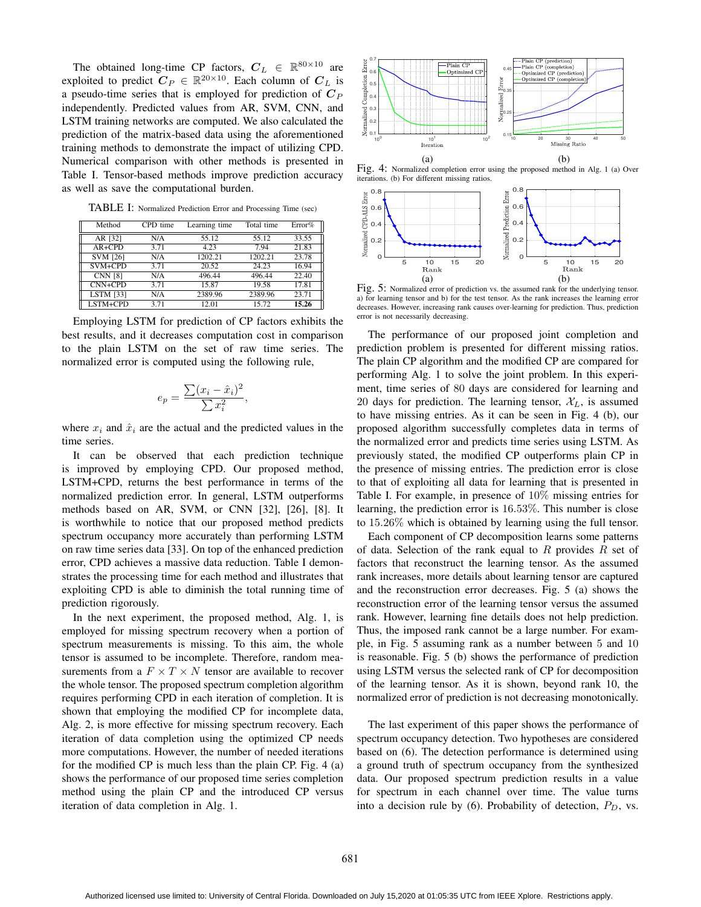The obtained long-time CP factors, $\boldsymbol{C}_L \in \mathbb{R}^{80\times 10}$ are exploited to predict $\boldsymbol{C}_P \in \mathbb{R}^{20\times 10}$. Each column of $\boldsymbol{C}_L$ is a pseudo-time series that is employed for prediction of $\boldsymbol{C}_P$ independently. Predicted values from AR, SVM, CNN, and LSTM training networks are computed. We also calculated the prediction of the matrix-based data using the aforementioned training methods to demonstrate the impact of utilizing CPD. Numerical comparison with other methods is presented in Table I. Tensor-based methods improve prediction accuracy as well as save the computational burden.

TABLE I: Normalized Prediction Error and Processing Time (sec)

| Method | CPD time | Learning time | Total time | Error% |
|---|---|---|---|---|
| AR [32] | N/A | 55.12 | 55.12 | 33.55 |
| AR+CPD | 3.71 | 4.23 | 7.94 | 21.83 |
| SVM [26] | N/A | 1202.21 | 1202.21 | 23.78 |
| SVM+CPD | 3.71 | 20.52 | 24.23 | 16.94 |
| CNN [8] | N/A | 496.44 | 496.44 | 22.40 |
| CNN+CPD | 3.71 | 15.87 | 19.58 | 17.81 |
| LSTM [33] | N/A | 2389.96 | 2389.96 | 23.71 |
| LSTM+CPD | 3.71 | 12.01 | 15.72 | **15.26** |

Employing LSTM for prediction of CP factors exhibits the best results, and it decreases computation cost in comparison to the plain LSTM on the set of raw time series. The normalized error is computed using the following rule,

$$e_p = \frac{\sum(x_i - \hat{x}_i)^2}{\sum x_i^2},$$

where $x_i$ and $\hat{x}_i$ are the actual and the predicted values in the time series.

It can be observed that each prediction technique is improved by employing CPD. Our proposed method, LSTM+CPD, returns the best performance in terms of the normalized prediction error. In general, LSTM outperforms methods based on AR, SVM, or CNN [32], [26], [8]. It is worthwhile to notice that our proposed method predicts spectrum occupancy more accurately than performing LSTM on raw time series data [33]. On top of the enhanced prediction error, CPD achieves a massive data reduction. Table I demonstrates the processing time for each method and illustrates that exploiting CPD is able to diminish the total running time of prediction rigorously.

In the next experiment, the proposed method, Alg. 1, is employed for missing spectrum recovery when a portion of spectrum measurements is missing. To this aim, the whole tensor is assumed to be incomplete. Therefore, random measurements from a $F \times T \times N$ tensor are available to recover the whole tensor. The proposed spectrum completion algorithm requires performing CPD in each iteration of completion. It is shown that employing the modified CP for incomplete data, Alg. 2, is more effective for missing spectrum recovery. Each iteration of data completion using the optimized CP needs more computations. However, the number of needed iterations for the modified CP is much less than the plain CP. Fig. 4 (a) shows the performance of our proposed time series completion method using the plain CP and the introduced CP versus iteration of data completion in Alg. 1.

Fig. 4: Normalized completion error using the proposed method in Alg. 1 (a) Over iterations. (b) For different missing ratios.

Fig. 5: Normalized error of prediction vs. the assumed rank for the underlying tensor. a) for learning tensor and b) for the test tensor. As the rank increases the learning error decreases. However, increasing rank causes over-learning for prediction. Thus, prediction error is not necessarily decreasing.

The performance of our proposed joint completion and prediction problem is presented for different missing ratios. The plain CP algorithm and the modified CP are compared for performing Alg. 1 to solve the joint problem. In this experiment, time series of 80 days are considered for learning and 20 days for prediction. The learning tensor, $\mathcal{X}_L$, is assumed to have missing entries. As it can be seen in Fig. 4 (b), our proposed algorithm successfully completes data in terms of the normalized error and predicts time series using LSTM. As previously stated, the modified CP outperforms plain CP in the presence of missing entries. The prediction error is close to that of exploiting all data for learning that is presented in Table I. For example, in presence of $10\%$ missing entries for learning, the prediction error is $16.53\%$. This number is close to $15.26\%$ which is obtained by learning using the full tensor.

Each component of CP decomposition learns some patterns of data. Selection of the rank equal to $R$ provides $R$ set of factors that reconstruct the learning tensor. As the assumed rank increases, more details about learning tensor are captured and the reconstruction error decreases. Fig. 5 (a) shows the reconstruction error of the learning tensor versus the assumed rank. However, learning fine details does not help prediction. Thus, the imposed rank cannot be a large number. For example, in Fig. 5 assuming rank as a number between 5 and 10 is reasonable. Fig. 5 (b) shows the performance of prediction using LSTM versus the selected rank of CP for decomposition of the learning tensor. As it is shown, beyond rank 10, the normalized error of prediction is not decreasing monotonically.

The last experiment of this paper shows the performance of spectrum occupancy detection. Two hypotheses are considered based on (6). The detection performance is determined using a ground truth of spectrum occupancy from the synthesized data. Our proposed spectrum prediction results in a value for spectrum in each channel over time. The value turns into a decision rule by (6). Probability of detection, $P_D$, vs.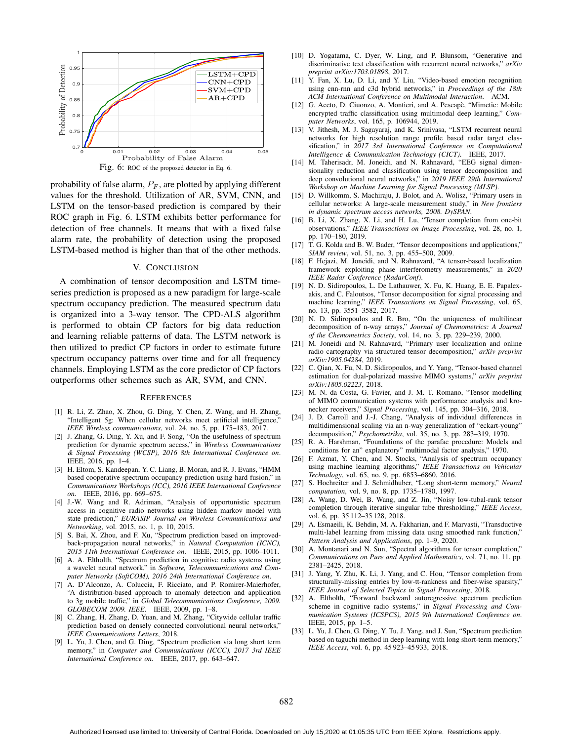Probability of Detection

1
0.95
0.9
0.85
0.8
0.75
0.7

0
0.01
0.02
0.03
0.04
0.05

Probability of False Alarm

LSTM+CPD
CNN+CPD
SVM+CPD
AR+CPD

Fig. 6: ROC of the proposed detector in Eq. 6.

probability of false alarm, $P_F$, are plotted by applying different values for the threshold. Utilization of AR, SVM, CNN, and LSTM on the tensor-based prediction is compared by their ROC graph in Fig. 6. LSTM exhibits better performance for detection of free channels. It means that with a fixed false alarm rate, the probability of detection using the proposed LSTM-based method is higher than that of the other methods.

## V. Conclusion

A combination of tensor decomposition and LSTM time-series prediction is proposed as a new paradigm for large-scale spectrum occupancy prediction. The measured spectrum data is organized into a 3-way tensor. The CPD-ALS algorithm is performed to obtain CP factors for big data reduction and learning reliable patterns of data. The LSTM network is then utilized to predict CP factors in order to estimate future spectrum occupancy patterns over time and for all frequency channels. Employing LSTM as the core predictor of CP factors outperforms other schemes such as AR, SVM, and CNN.

## References

[1] R. Li, Z. Zhao, X. Zhou, G. Ding, Y. Chen, Z. Wang, and H. Zhang, "Intelligent 5g: When cellular networks meet artificial intelligence," *IEEE Wireless communications*, vol. 24, no. 5, pp. 175–183, 2017.

[2] J. Zhang, G. Ding, Y. Xu, and F. Song, "On the usefulness of spectrum prediction for dynamic spectrum access," in *Wireless Communications & Signal Processing (WCSP), 2016 8th International Conference on*. IEEE, 2016, pp. 1–4.

[3] H. Eltom, S. Kandeepan, Y. C. Liang, B. Moran, and R. J. Evans, "HMM based cooperative spectrum occupancy prediction using hard fusion," in *Communications Workshops (ICC), 2016 IEEE International Conference on*. IEEE, 2016, pp. 669–675.

[4] J.-W. Wang and R. Adriman, "Analysis of opportunistic spectrum access in cognitive radio networks using hidden markov model with state prediction," *EURASIP Journal on Wireless Communications and Networking*, vol. 2015, no. 1, p. 10, 2015.

[5] S. Bai, X. Zhou, and F. Xu, "Spectrum prediction based on improved-back-propagation neural networks," in *Natural Computation (ICNC), 2015 11th International Conference on*. IEEE, 2015, pp. 1006–1011.

[6] A. A. Eltholth, "Spectrum prediction in cognitive radio systems using a wavelet neural network," in *Software, Telecommunications and Computer Networks (SoftCOM), 2016 24th International Conference on*.

[7] A. D'Alconzo, A. Coluccia, F. Ricciato, and P. Romirer-Maierhofer, "A distribution-based approach to anomaly detection and application to 3g mobile traffic," in *Global Telecommunications Conference, 2009. GLOBECOM 2009. IEEE*. IEEE, 2009, pp. 1–8.

[8] C. Zhang, H. Zhang, D. Yuan, and M. Zhang, "Citywide cellular traffic prediction based on densely connected convolutional neural networks," *IEEE Communications Letters*, 2018.

[9] L. Yu, J. Chen, and G. Ding, "Spectrum prediction via long short term memory," in *Computer and Communications (ICCC), 2017 3rd IEEE International Conference on*. IEEE, 2017, pp. 643–647.

[10] D. Yogatama, C. Dyer, W. Ling, and P. Blunsom, "Generative and discriminative text classification with recurrent neural networks," *arXiv preprint arXiv:1703.01898*, 2017.

[11] Y. Fan, X. Lu, D. Li, and Y. Liu, "Video-based emotion recognition using cnn-rnn and c3d hybrid networks," in *Proceedings of the 18th ACM International Conference on Multimodal Interaction*. ACM.

[12] G. Aceto, D. Ciuonzo, A. Montieri, and A. Pescapè, "Mimetic: Mobile encrypted traffic classification using multimodal deep learning," *Computer Networks*, vol. 165, p. 106944, 2019.

[13] V. Jithesh, M. J. Sagayaraj, and K. Srinivasa, "LSTM recurrent neural networks for high resolution range profile based radar target classification," in *2017 3rd International Conference on Computational Intelligence & Communication Technology (CICT)*. IEEE, 2017.

[14] M. Taherisadr, M. Joneidi, and N. Rahnavard, "EEG signal dimensionality reduction and classification using tensor decomposition and deep convolutional neural networks," in *2019 IEEE 29th International Workshop on Machine Learning for Signal Processing (MLSP)*.

[15] D. Willkomm, S. Machiraju, J. Bolot, and A. Wolisz, "Primary users in cellular networks: A large-scale measurement study," in *New frontiers in dynamic spectrum access networks, 2008. DySPAN*.

[16] B. Li, X. Zhang, X. Li, and H. Lu, "Tensor completion from one-bit observations," *IEEE Transactions on Image Processing*, vol. 28, no. 1, pp. 170–180, 2019.

[17] T. G. Kolda and B. W. Bader, "Tensor decompositions and applications," *SIAM review*, vol. 51, no. 3, pp. 455–500, 2009.

[18] F. Hejazi, M. Joneidi, and N. Rahnavard, "A tensor-based localization framework exploiting phase interferometry measurements," in *2020 IEEE Radar Conference (RadarConf)*.

[19] N. D. Sidiropoulos, L. De Lathauwer, X. Fu, K. Huang, E. E. Papalexakis, and C. Faloutsos, "Tensor decomposition for signal processing and machine learning," *IEEE Transactions on Signal Processing*, vol. 65, no. 13, pp. 3551–3582, 2017.

[20] N. D. Sidiropoulos and R. Bro, "On the uniqueness of multilinear decomposition of n-way arrays," *Journal of Chemometrics: A Journal of the Chemometrics Society*, vol. 14, no. 3, pp. 229–239, 2000.

[21] M. Joneidi and N. Rahnavard, "Primary user localization and online radio cartography via structured tensor decomposition," *arXiv preprint arXiv:1905.04284*, 2019.

[22] C. Qian, X. Fu, N. D. Sidiropoulos, and Y. Yang, "Tensor-based channel estimation for dual-polarized massive MIMO systems," *arXiv preprint arXiv:1805.02223*, 2018.

[23] M. N. da Costa, G. Favier, and J. M. T. Romano, "Tensor modelling of MIMO communication systems with performance analysis and kronecker receivers," *Signal Processing*, vol. 145, pp. 304–316, 2018.

[24] J. D. Carroll and J.-J. Chang, "Analysis of individual differences in multidimensional scaling via an n-way generalization of "eckart-young" decomposition," *Psychometrika*, vol. 35, no. 3, pp. 283–319, 1970.

[25] R. A. Harshman, "Foundations of the parafac procedure: Models and conditions for an" explanatory" multimodal factor analysis," 1970.

[26] F. Azmat, Y. Chen, and N. Stocks, "Analysis of spectrum occupancy using machine learning algorithms," *IEEE Transactions on Vehicular Technology*, vol. 65, no. 9, pp. 6853–6860, 2016.

[27] S. Hochreiter and J. Schmidhuber, "Long short-term memory," *Neural computation*, vol. 9, no. 8, pp. 1735–1780, 1997.

[28] A. Wang, D. Wei, B. Wang, and Z. Jin, "Noisy low-tubal-rank tensor completion through iterative singular tube thresholding," *IEEE Access*, vol. 6, pp. 35 112–35 128, 2018.

[29] A. Esmaeili, K. Behdin, M. A. Fakharian, and F. Marvasti, "Transductive multi-label learning from missing data using smoothed rank function," *Pattern Analysis and Applications*, pp. 1–9, 2020.

[30] A. Montanari and N. Sun, "Spectral algorithms for tensor completion," *Communications on Pure and Applied Mathematics*, vol. 71, no. 11, pp. 2381–2425, 2018.

[31] J. Yang, Y. Zhu, K. Li, J. Yang, and C. Hou, "Tensor completion from structurally-missing entries by low-tt-rankness and fiber-wise sparsity," *IEEE Journal of Selected Topics in Signal Processing*, 2018.

[32] A. Eltholth, "Forward backward autoregressive spectrum prediction scheme in cognitive radio systems," in *Signal Processing and Communication Systems (ICSPCS), 2015 9th International Conference on*. IEEE, 2015, pp. 1–5.

[33] L. Yu, J. Chen, G. Ding, Y. Tu, J. Yang, and J. Sun, "Spectrum prediction based on taguchi method in deep learning with long short-term memory," *IEEE Access*, vol. 6, pp. 45 923–45 933, 2018.